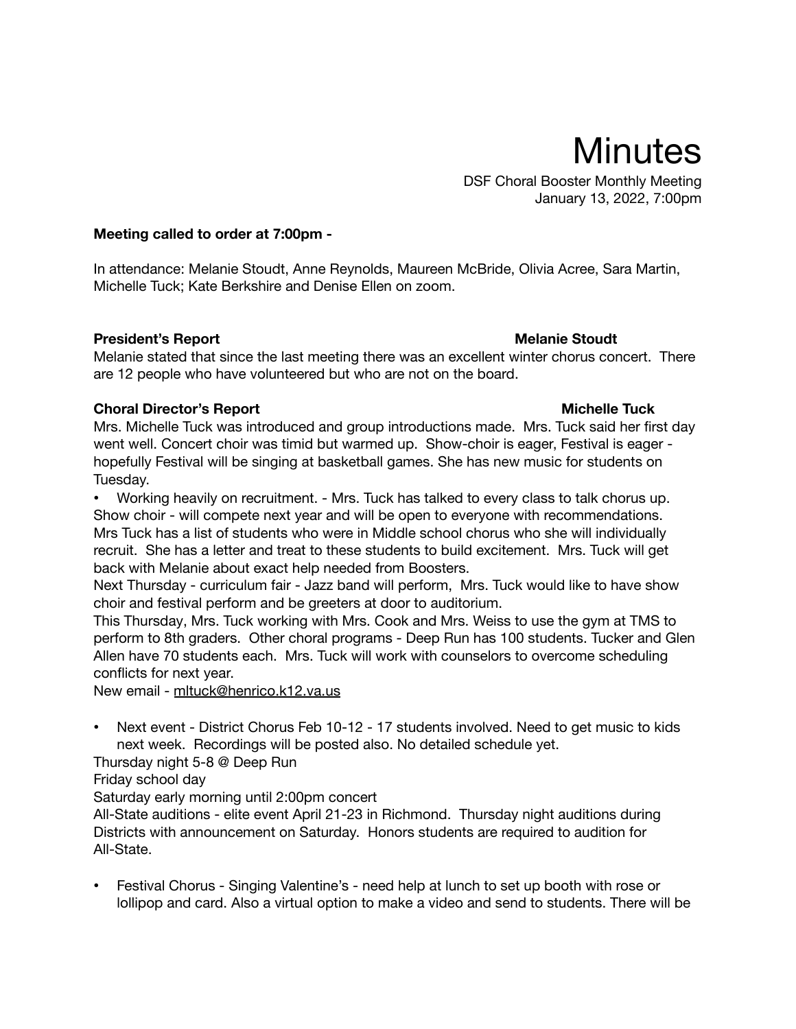# Minutes

DSF Choral Booster Monthly Meeting
January 13, 2022, 7:00pm

**Meeting called to order at 7:00pm -**

In attendance: Melanie Stoudt, Anne Reynolds, Maureen McBride, Olivia Acree, Sara Martin, Michelle Tuck; Kate Berkshire and Denise Ellen on zoom.

**President's Report** **Melanie Stoudt**

Melanie stated that since the last meeting there was an excellent winter chorus concert. There are 12 people who have volunteered but who are not on the board.

**Choral Director's Report** **Michelle Tuck**

Mrs. Michelle Tuck was introduced and group introductions made. Mrs. Tuck said her first day went well. Concert choir was timid but warmed up. Show-choir is eager, Festival is eager - hopefully Festival will be singing at basketball games. She has new music for students on Tuesday.

- Working heavily on recruitment. - Mrs. Tuck has talked to every class to talk chorus up.

Show choir - will compete next year and will be open to everyone with recommendations. Mrs Tuck has a list of students who were in Middle school chorus who she will individually recruit. She has a letter and treat to these students to build excitement. Mrs. Tuck will get back with Melanie about exact help needed from Boosters.

Next Thursday - curriculum fair - Jazz band will perform, Mrs. Tuck would like to have show choir and festival perform and be greeters at door to auditorium.

This Thursday, Mrs. Tuck working with Mrs. Cook and Mrs. Weiss to use the gym at TMS to perform to 8th graders. Other choral programs - Deep Run has 100 students. Tucker and Glen Allen have 70 students each. Mrs. Tuck will work with counselors to overcome scheduling conflicts for next year.

New email - mltuck@henrico.k12.va.us

- Next event - District Chorus Feb 10-12 - 17 students involved. Need to get music to kids next week. Recordings will be posted also. No detailed schedule yet.

Thursday night 5-8 @ Deep Run

Friday school day

Saturday early morning until 2:00pm concert

All-State auditions - elite event April 21-23 in Richmond. Thursday night auditions during Districts with announcement on Saturday. Honors students are required to audition for All-State.

- Festival Chorus - Singing Valentine's - need help at lunch to set up booth with rose or lollipop and card. Also a virtual option to make a video and send to students. There will be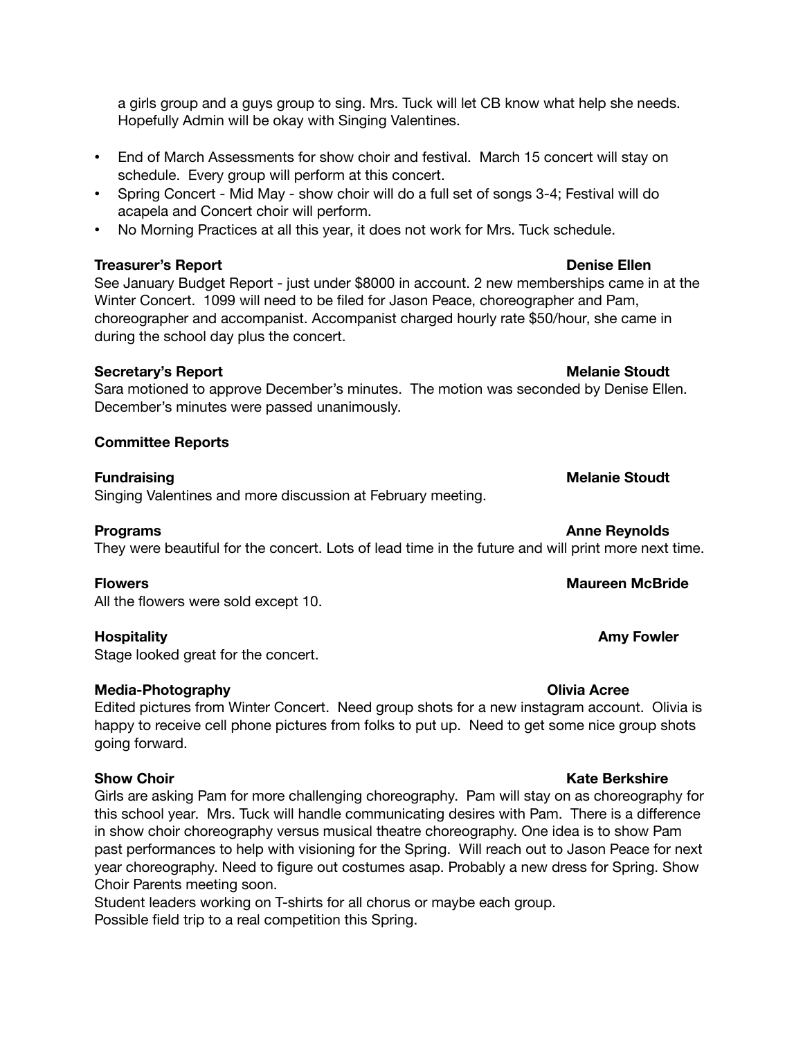a girls group and a guys group to sing. Mrs. Tuck will let CB know what help she needs. Hopefully Admin will be okay with Singing Valentines.

- End of March Assessments for show choir and festival. March 15 concert will stay on schedule. Every group will perform at this concert.
- Spring Concert - Mid May - show choir will do a full set of songs 3-4; Festival will do acapela and Concert choir will perform.
- No Morning Practices at all this year, it does not work for Mrs. Tuck schedule.

**Treasurer's Report** **Denise Ellen**

See January Budget Report - just under $8000 in account. 2 new memberships came in at the Winter Concert. 1099 will need to be filed for Jason Peace, choreographer and Pam, choreographer and accompanist. Accompanist charged hourly rate $50/hour, she came in during the school day plus the concert.

**Secretary's Report** **Melanie Stoudt**

Sara motioned to approve December's minutes. The motion was seconded by Denise Ellen. December's minutes were passed unanimously.

**Committee Reports**

**Fundraising** **Melanie Stoudt**

Singing Valentines and more discussion at February meeting.

**Programs** **Anne Reynolds**

They were beautiful for the concert. Lots of lead time in the future and will print more next time.

**Flowers** **Maureen McBride**

All the flowers were sold except 10.

**Hospitality** **Amy Fowler**

Stage looked great for the concert.

**Media-Photography** **Olivia Acree**

Edited pictures from Winter Concert. Need group shots for a new instagram account. Olivia is happy to receive cell phone pictures from folks to put up. Need to get some nice group shots going forward.

**Show Choir** **Kate Berkshire**

Girls are asking Pam for more challenging choreography. Pam will stay on as choreography for this school year. Mrs. Tuck will handle communicating desires with Pam. There is a difference in show choir choreography versus musical theatre choreography. One idea is to show Pam past performances to help with visioning for the Spring. Will reach out to Jason Peace for next year choreography. Need to figure out costumes asap. Probably a new dress for Spring. Show Choir Parents meeting soon.

Student leaders working on T-shirts for all chorus or maybe each group.

Possible field trip to a real competition this Spring.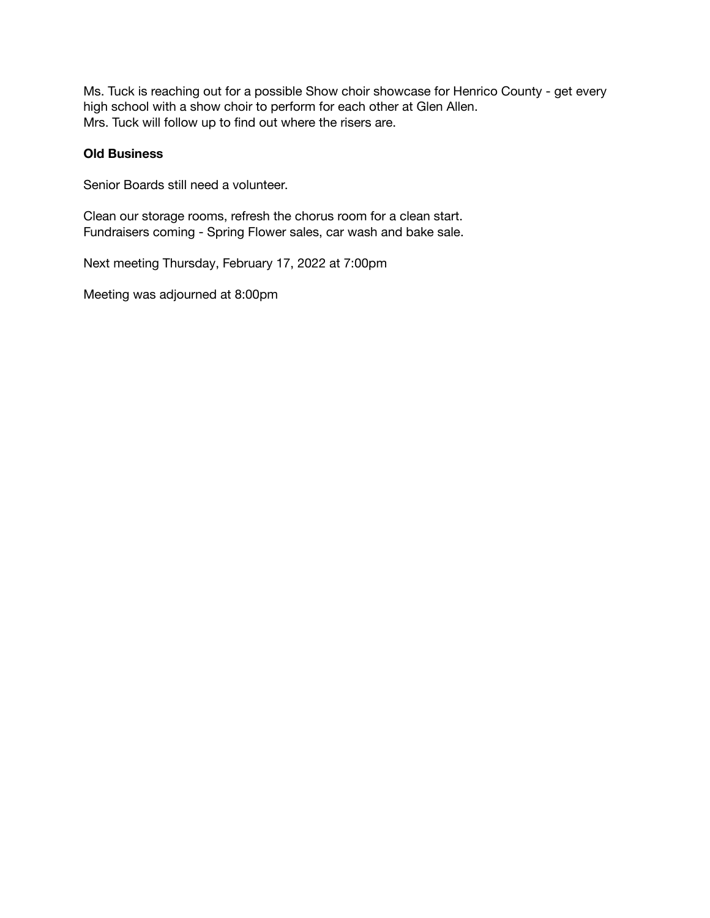Ms. Tuck is reaching out for a possible Show choir showcase for Henrico County - get every high school with a show choir to perform for each other at Glen Allen.
Mrs. Tuck will follow up to find out where the risers are.

**Old Business**

Senior Boards still need a volunteer.

Clean our storage rooms, refresh the chorus room for a clean start.
Fundraisers coming - Spring Flower sales, car wash and bake sale.

Next meeting Thursday, February 17, 2022 at 7:00pm

Meeting was adjourned at 8:00pm